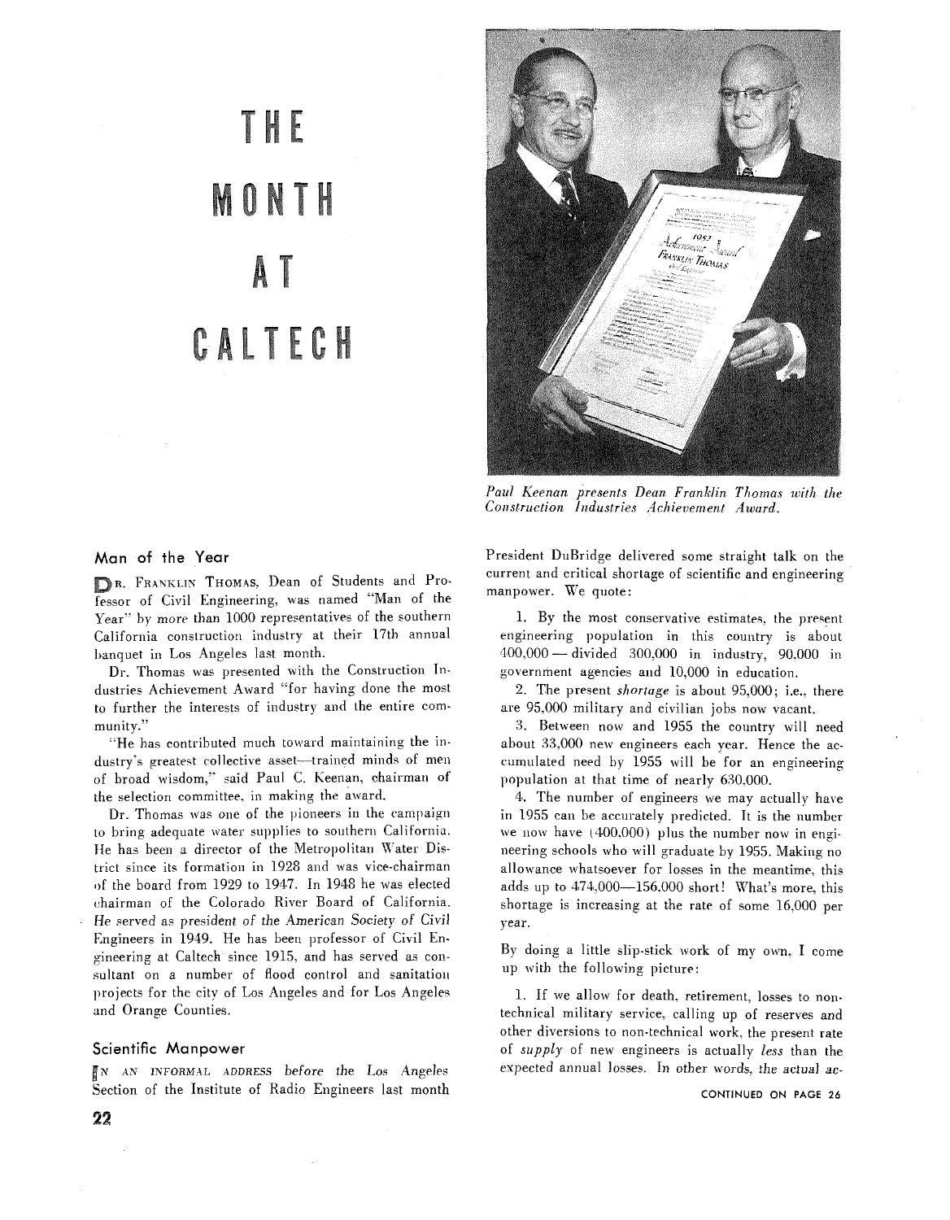# THE MONTH AT CALTECH

*Paul Keenan presents Dean Franklin Thomas with the Construction Industries Achievement Award.*

## Man of the Year

Dr. Franklin Thomas, Dean of Students and Professor of Civil Engineering, was named "Man of the Year" by more than 1000 representatives of the southern California construction industry at their 17th annual banquet in Los Angeles last month.

Dr. Thomas was presented with the Construction Industries Achievement Award "for having done the most to further the interests of industry and the entire community."

"He has contributed much toward maintaining the industry's greatest collective asset—trained minds of men of broad wisdom," said Paul C. Keenan, chairman of the selection committee, in making the award.

Dr. Thomas was one of the pioneers in the campaign to bring adequate water supplies to southern California. He has been a director of the Metropolitan Water District since its formation in 1928 and was vice-chairman of the board from 1929 to 1947. In 1948 he was elected chairman of the Colorado River Board of California. He served as president of the American Society of Civil Engineers in 1949. He has been professor of Civil Engineering at Caltech since 1915, and has served as consultant on a number of flood control and sanitation projects for the city of Los Angeles and for Los Angeles and Orange Counties.

## Scientific Manpower

In an informal address before the Los Angeles Section of the Institute of Radio Engineers last month President DuBridge delivered some straight talk on the current and critical shortage of scientific and engineering manpower. We quote:

1. By the most conservative estimates, the present engineering population in this country is about 400,000 — divided 300,000 in industry, 90,000 in government agencies and 10,000 in education.

2. The present *shortage* is about 95,000; i.e., there are 95,000 military and civilian jobs now vacant.

3. Between now and 1955 the country will need about 33,000 new engineers each year. Hence the accumulated need by 1955 will be for an engineering population at that time of nearly 630,000.

4. The number of engineers we may actually have in 1955 can be accurately predicted. It is the number we now have (400,000) plus the number now in engineering schools who will graduate by 1955. Making no allowance whatsoever for losses in the meantime, this adds up to 474,000—156,000 short! What's more, this shortage is increasing at the rate of some 16,000 per year.

By doing a little slip-stick work of my own, I come up with the following picture:

1. If we allow for death, retirement, losses to non-technical military service, calling up of reserves and other diversions to non-technical work, the present rate of *supply* of new engineers is actually *less* than the expected annual losses. In other words, *the actual ac-*

CONTINUED ON PAGE 26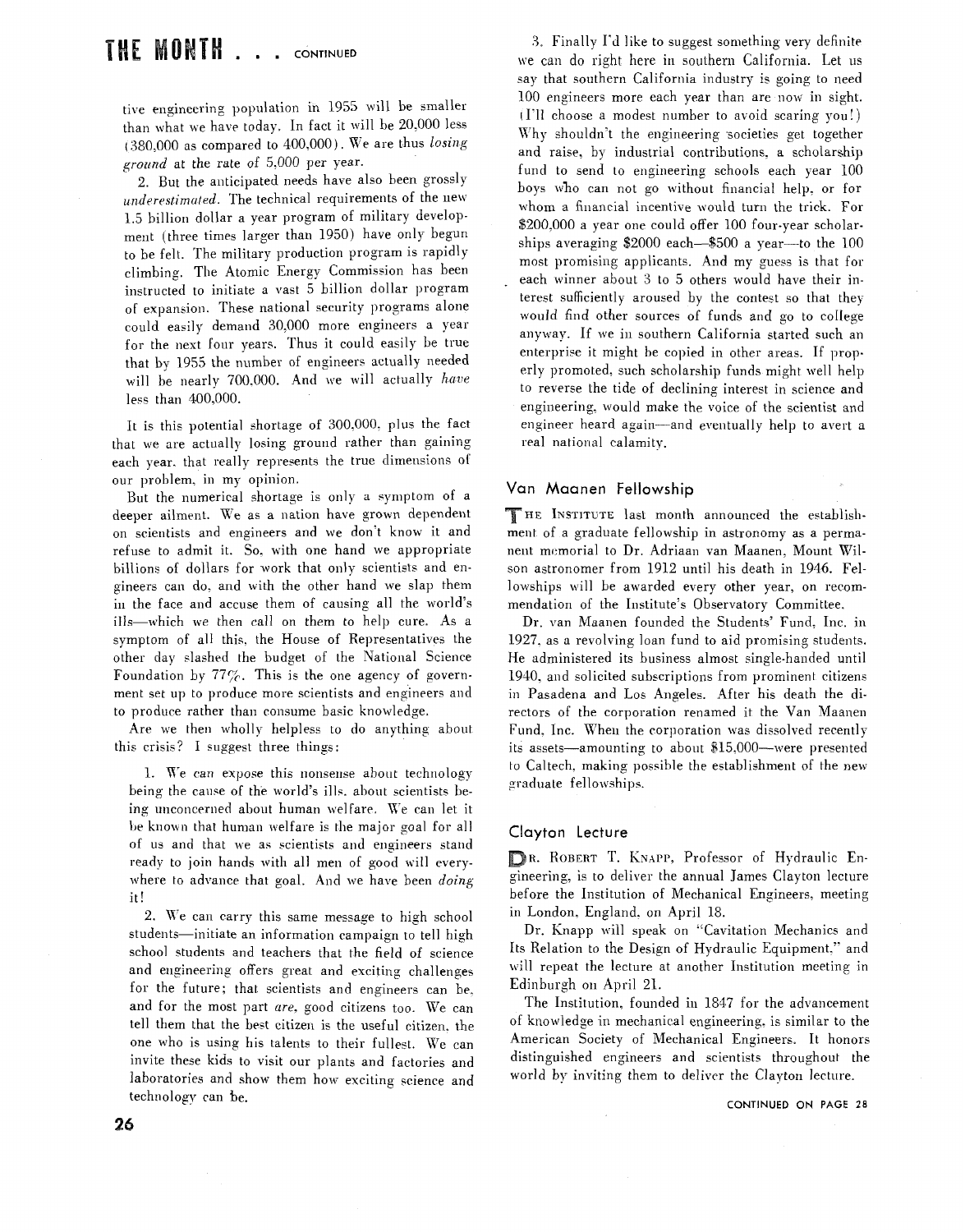tive engineering population in 1955 will be smaller than what we have today. In fact it will be 20,000 less (380,000 as compared to 400,000). We are thus *losing ground* at the rate of 5,000 per year.

2. But the anticipated needs have also been grossly *underestimated*. The technical requirements of the new 1.5 billion dollar a year program of military development (three times larger than 1950) have only begun to be felt. The military production program is rapidly climbing. The Atomic Energy Commission has been instructed to initiate a vast 5 billion dollar program of expansion. These national security programs alone could easily demand 30,000 more engineers a year for the next four years. Thus it could easily be true that by 1955 the number of engineers actually needed will be nearly 700,000. And we will actually *have* less than 400,000.

It is this potential shortage of 300,000, plus the fact that we are actually losing ground rather than gaining each year, that really represents the true dimensions of our problem, in my opinion.

But the numerical shortage is only a symptom of a deeper ailment. We as a nation have grown dependent on scientists and engineers and we don't know it and refuse to admit it. So, with one hand we appropriate billions of dollars for work that only scientists and engineers can do, and with the other hand we slap them in the face and accuse them of causing all the world's ills—which we then call on them to help cure. As a symptom of all this, the House of Representatives the other day slashed the budget of the National Science Foundation by 77%. This is the one agency of government set up to produce more scientists and engineers and to produce rather than consume basic knowledge.

Are we then wholly helpless to do anything about this crisis? I suggest three things:

1. We *can* expose this nonsense about technology being the cause of the world's ills, about scientists being unconcerned about human welfare. We can let it be known that human welfare is the major goal for all of us and that we as scientists and engineers stand ready to join hands with all men of good will everywhere to advance that goal. And we have been *doing* it!

2. We can carry this same message to high school students—initiate an information campaign to tell high school students and teachers that the field of science and engineering offers great and exciting challenges for the future; that scientists and engineers can be, and for the most part *are*, good citizens too. We can tell them that the best citizen is the useful citizen, the one who is using his talents to their fullest. We can invite these kids to visit our plants and factories and laboratories and show them how exciting science and technology can be.

3. Finally I'd like to suggest something very definite we can do right here in southern California. Let us say that southern California industry is going to need 100 engineers more each year than are now in sight. (I'll choose a modest number to avoid scaring you!) Why shouldn't the engineering societies get together and raise, by industrial contributions, a scholarship fund to send to engineering schools each year 100 boys who can not go without financial help, or for whom a financial incentive would turn the trick. For $200,000 a year one could offer 100 four-year scholarships averaging $2000 each—$500 a year—to the 100 most promising applicants. And my guess is that for each winner about 3 to 5 others would have their interest sufficiently aroused by the contest so that they would find other sources of funds and go to college anyway. If we in southern California started such an enterprise it might be copied in other areas. If properly promoted, such scholarship funds might well help to reverse the tide of declining interest in science and engineering, would make the voice of the scientist and engineer heard again—and eventually help to avert a real national calamity.

## Van Maanen Fellowship

The Institute last month announced the establishment of a graduate fellowship in astronomy as a permanent memorial to Dr. Adriaan van Maanen, Mount Wilson astronomer from 1912 until his death in 1946. Fellowships will be awarded every other year, on recommendation of the Institute's Observatory Committee.

Dr. van Maanen founded the Students' Fund, Inc. in 1927, as a revolving loan fund to aid promising students. He administered its business almost single-handed until 1940, and solicited subscriptions from prominent citizens in Pasadena and Los Angeles. After his death the directors of the corporation renamed it the Van Maanen Fund, Inc. When the corporation was dissolved recently its assets—amounting to about $15,000—were presented to Caltech, making possible the establishment of the new graduate fellowships.

## Clayton Lecture

Dr. Robert T. Knapp, Professor of Hydraulic Engineering, is to deliver the annual James Clayton lecture before the Institution of Mechanical Engineers, meeting in London, England, on April 18.

Dr. Knapp will speak on "Cavitation Mechanics and Its Relation to the Design of Hydraulic Equipment," and will repeat the lecture at another Institution meeting in Edinburgh on April 21.

The Institution, founded in 1847 for the advancement of knowledge in mechanical engineering, is similar to the American Society of Mechanical Engineers. It honors distinguished engineers and scientists throughout the world by inviting them to deliver the Clayton lecture.

CONTINUED ON PAGE 28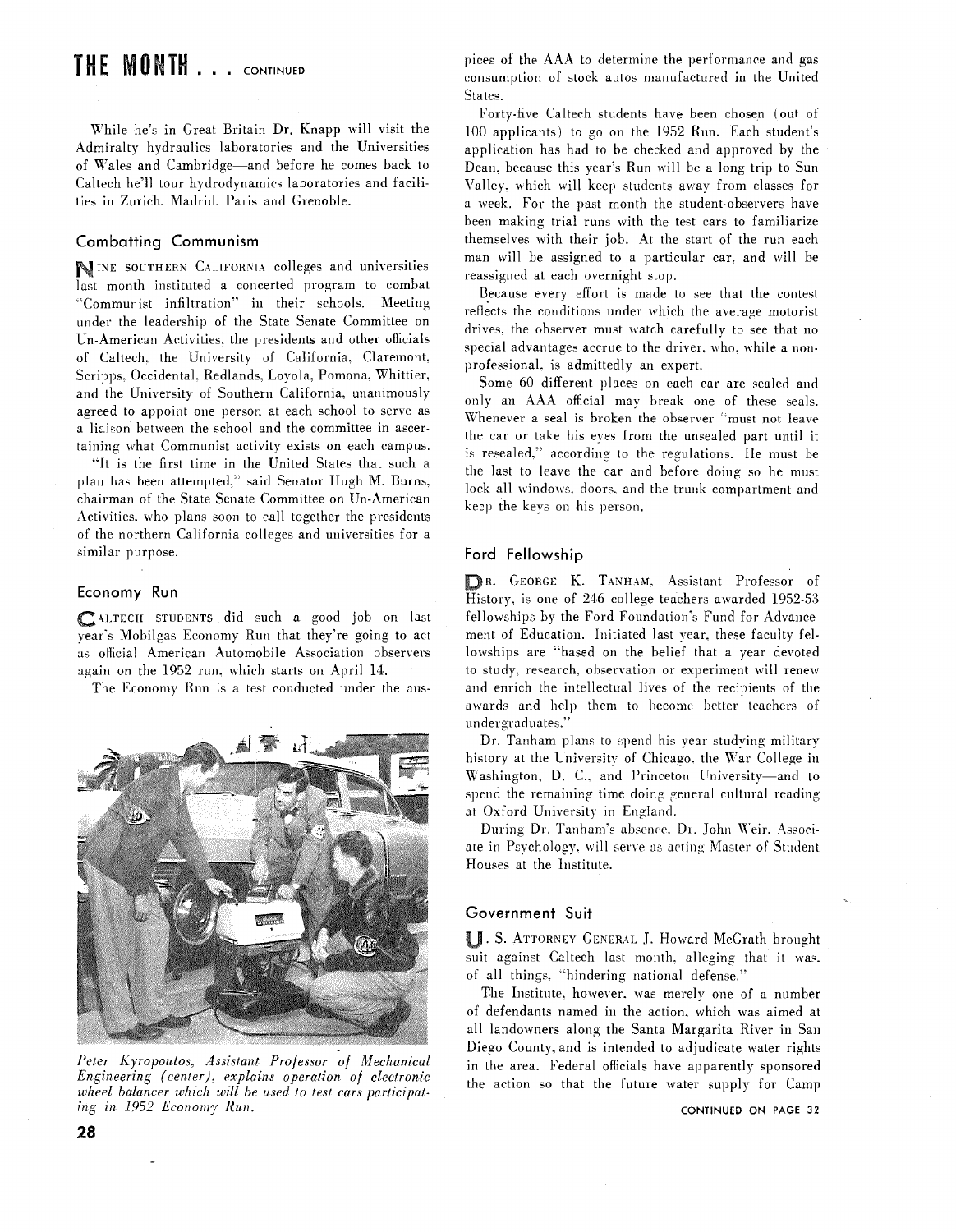# THE MONTH . . . CONTINUED

While he's in Great Britain Dr. Knapp will visit the Admiralty hydraulics laboratories and the Universities of Wales and Cambridge—and before he comes back to Caltech he'll tour hydrodynamics laboratories and facilities in Zurich, Madrid, Paris and Grenoble.

## Combatting Communism

NINE SOUTHERN CALIFORNIA colleges and universities last month instituted a concerted program to combat "Communist infiltration" in their schools. Meeting under the leadership of the State Senate Committee on Un-American Activities, the presidents and other officials of Caltech, the University of California, Claremont, Scripps, Occidental, Redlands, Loyola, Pomona, Whittier, and the University of Southern California, unanimously agreed to appoint one person at each school to serve as a liaison between the school and the committee in ascertaining what Communist activity exists on each campus.

"It is the first time in the United States that such a plan has been attempted," said Senator Hugh M. Burns, chairman of the State Senate Committee on Un-American Activities, who plans soon to call together the presidents of the northern California colleges and universities for a similar purpose.

## Economy Run

CALTECH STUDENTS did such a good job on last year's Mobilgas Economy Run that they're going to act as official American Automobile Association observers again on the 1952 run, which starts on April 14.

The Economy Run is a test conducted under the auspices of the AAA to determine the performance and gas consumption of stock autos manufactured in the United States.

*Peter Kyropoulos, Assistant Professor of Mechanical Engineering (center), explains operation of electronic wheel balancer which will be used to test cars participating in 1952 Economy Run.*

Forty-five Caltech students have been chosen (out of 100 applicants) to go on the 1952 Run. Each student's application has had to be checked and approved by the Dean, because this year's Run will be a long trip to Sun Valley, which will keep students away from classes for a week. For the past month the student-observers have been making trial runs with the test cars to familiarize themselves with their job. At the start of the run each man will be assigned to a particular car, and will be reassigned at each overnight stop.

Because every effort is made to see that the contest reflects the conditions under which the average motorist drives, the observer must watch carefully to see that no special advantages accrue to the driver, who, while a non-professional, is admittedly an expert.

Some 60 different places on each car are sealed and only an AAA official may break one of these seals. Whenever a seal is broken the observer "must not leave the car or take his eyes from the unsealed part until it is resealed," according to the regulations. He must be the last to leave the car and before doing so he must lock all windows, doors, and the trunk compartment and keep the keys on his person.

## Ford Fellowship

DR. GEORGE K. TANHAM, Assistant Professor of History, is one of 246 college teachers awarded 1952-53 fellowships by the Ford Foundation's Fund for Advancement of Education. Initiated last year, these faculty fellowships are "based on the belief that a year devoted to study, research, observation or experiment will renew and enrich the intellectual lives of the recipients of the awards and help them to become better teachers of undergraduates."

Dr. Tanham plans to spend his year studying military history at the University of Chicago, the War College in Washington, D. C., and Princeton University—and to spend the remaining time doing general cultural reading at Oxford University in England.

During Dr. Tanham's absence, Dr. John Weir, Associate in Psychology, will serve as acting Master of Student Houses at the Institute.

## Government Suit

U. S. ATTORNEY GENERAL J. Howard McGrath brought suit against Caltech last month, alleging that it was, of all things, "hindering national defense."

The Institute, however, was merely one of a number of defendants named in the action, which was aimed at all landowners along the Santa Margarita River in San Diego County, and is intended to adjudicate water rights in the area. Federal officials have apparently sponsored the action so that the future water supply for Camp

CONTINUED ON PAGE 32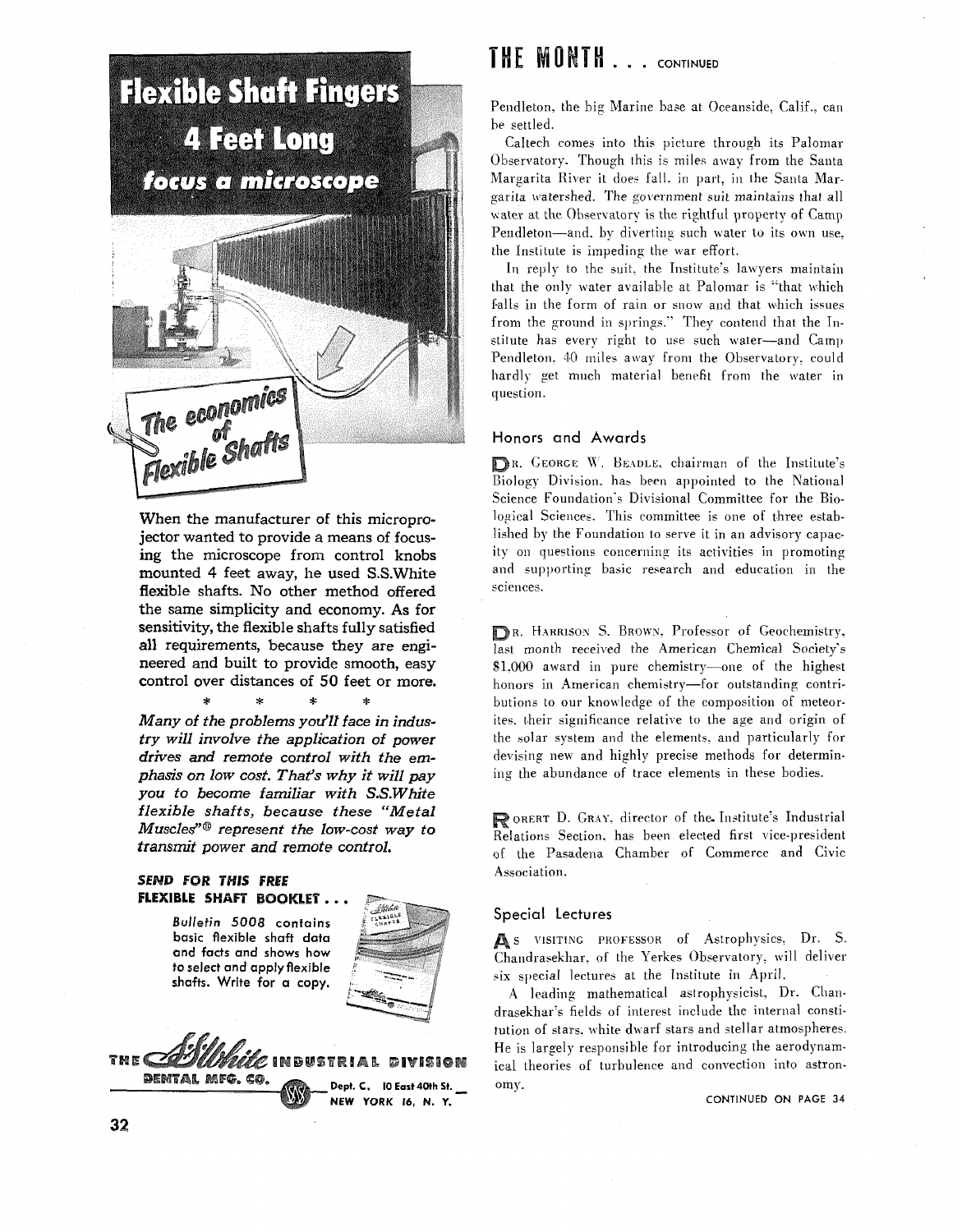# Flexible Shaft Fingers 4 Feet Long focus a microscope

*The economics of Flexible Shafts*

When the manufacturer of this microprojector wanted to provide a means of focusing the microscope from control knobs mounted 4 feet away, he used S.S.White flexible shafts. No other method offered the same simplicity and economy. As for sensitivity, the flexible shafts fully satisfied all requirements, because they are engineered and built to provide smooth, easy control over distances of 50 feet or more.

\* \* \* \*

*Many of the problems you'll face in industry will involve the application of power drives and remote control with the emphasis on low cost. That's why it will pay you to become familiar with S.S.White flexible shafts, because these "Metal Muscles"® represent the low-cost way to transmit power and remote control.*

**SEND FOR THIS FREE FLEXIBLE SHAFT BOOKLET . . .**

Bulletin 5008 contains basic flexible shaft data and facts and shows how to select and apply flexible shafts. Write for a copy.

THE S.S.White INDUSTRIAL DIVISION
DENTAL MFG. CO. Dept. C, 10 East 40th St. NEW YORK 16, N. Y.

# THE MONTH . . . CONTINUED

Pendleton, the big Marine base at Oceanside, Calif., can be settled.

Caltech comes into this picture through its Palomar Observatory. Though this is miles away from the Santa Margarita River it does fall, in part, in the Santa Margarita watershed. The government suit maintains that all water at the Observatory is the rightful property of Camp Pendleton—and, by diverting such water to its own use, the Institute is impeding the war effort.

In reply to the suit, the Institute's lawyers maintain that the only water available at Palomar is "that which falls in the form of rain or snow and that which issues from the ground in springs." They contend that the Institute has every right to use such water—and Camp Pendleton, 40 miles away from the Observatory, could hardly get much material benefit from the water in question.

## Honors and Awards

Dr. George W. Beadle, chairman of the Institute's Biology Division, has been appointed to the National Science Foundation's Divisional Committee for the Biological Sciences. This committee is one of three established by the Foundation to serve it in an advisory capacity on questions concerning its activities in promoting and supporting basic research and education in the sciences.

Dr. Harrison S. Brown, Professor of Geochemistry, last month received the American Chemical Society's $1,000 award in pure chemistry—one of the highest honors in American chemistry—for outstanding contributions to our knowledge of the composition of meteorites, their significance relative to the age and origin of the solar system and the elements, and particularly for devising new and highly precise methods for determining the abundance of trace elements in these bodies.

Robert D. Gray, director of the Institute's Industrial Relations Section, has been elected first vice-president of the Pasadena Chamber of Commerce and Civic Association.

## Special Lectures

As visiting professor of Astrophysics, Dr. S. Chandrasekhar, of the Yerkes Observatory, will deliver six special lectures at the Institute in April.

A leading mathematical astrophysicist, Dr. Chandrasekhar's fields of interest include the internal constitution of stars, white dwarf stars and stellar atmospheres. He is largely responsible for introducing the aerodynamical theories of turbulence and convection into astronomy.

CONTINUED ON PAGE 34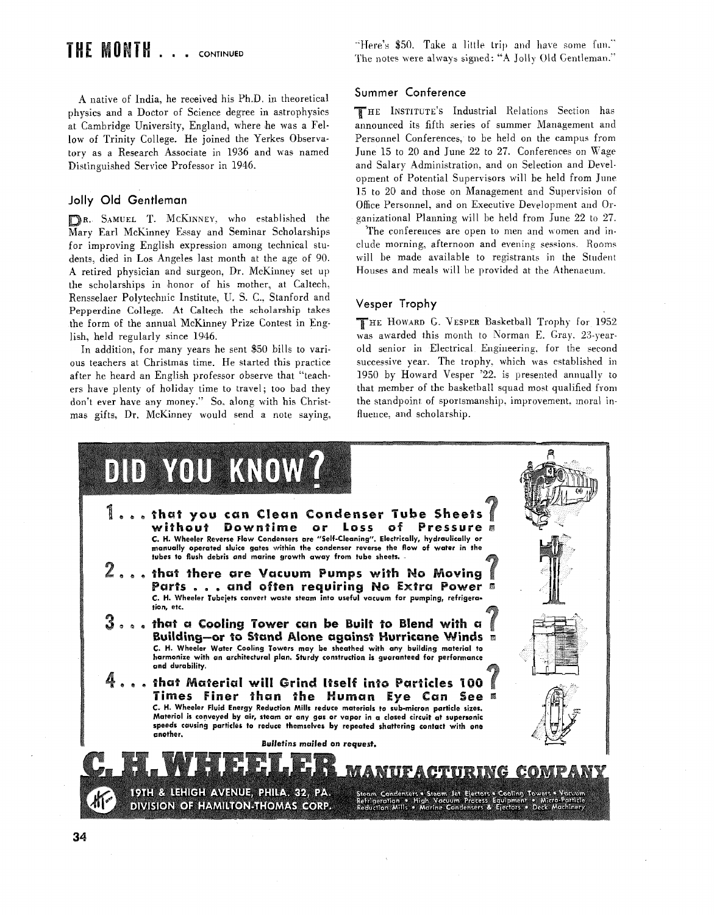## THE MONTH . . . CONTINUED

A native of India, he received his Ph.D. in theoretical physics and a Doctor of Science degree in astrophysics at Cambridge University, England, where he was a Fellow of Trinity College. He joined the Yerkes Observatory as a Research Associate in 1936 and was named Distinguished Service Professor in 1946.

### Jolly Old Gentleman

DR. SAMUEL T. MCKINNEY, who established the Mary Earl McKinney Essay and Seminar Scholarships for improving English expression among technical students, died in Los Angeles last month at the age of 90. A retired physician and surgeon, Dr. McKinney set up the scholarships in honor of his mother, at Caltech, Rensselaer Polytechnic Institute, U. S. C., Stanford and Pepperdine College. At Caltech the scholarship takes the form of the annual McKinney Prize Contest in English, held regularly since 1946.

In addition, for many years he sent $50 bills to various teachers at Christmas time. He started this practice after he heard an English professor observe that "teachers have plenty of holiday time to travel; too bad they don't ever have any money." So, along with his Christmas gifts, Dr. McKinney would send a note saying, "Here's $50. Take a little trip and have some fun." The notes were always signed: "A Jolly Old Gentleman."

### Summer Conference

THE INSTITUTE'S Industrial Relations Section has announced its fifth series of summer Management and Personnel Conferences, to be held on the campus from June 15 to 20 and June 22 to 27. Conferences on Wage and Salary Administration, and on Selection and Development of Potential Supervisors will be held from June 15 to 20 and those on Management and Supervision of Office Personnel, and on Executive Development and Organizational Planning will be held from June 22 to 27.

The conferences are open to men and women and include morning, afternoon and evening sessions. Rooms will be made available to registrants in the Student Houses and meals will be provided at the Athenaeum.

### Vesper Trophy

THE HOWARD G. VESPER Basketball Trophy for 1952 was awarded this month to Norman E. Gray, 23-year-old senior in Electrical Engineering, for the second successive year. The trophy, which was established in 1950 by Howard Vesper '22, is presented annually to that member of the basketball squad most qualified from the standpoint of sportsmanship, improvement, moral influence, and scholarship.

---

# DID YOU KNOW?

**1 . . . that you can Clean Condenser Tube Sheets without Downtime or Loss of Pressure?**
C. H. Wheeler Reverse Flow Condensers are "Self-Cleaning". Electrically, hydraulically or manually operated sluice gates within the condenser reverse the flow of water in the tubes to flush debris and marine growth away from tube sheets.

**2 . . . that there are Vacuum Pumps with No Moving Parts . . . and often requiring No Extra Power?**
C. H. Wheeler Tubejets convert waste steam into useful vacuum for pumping, refrigeration, etc.

**3 . . . that a Cooling Tower can be Built to Blend with a Building—or to Stand Alone against Hurricane Winds?**
C. H. Wheeler Water Cooling Towers may be sheathed with any building material to harmonize with an architectural plan. Sturdy construction is guaranteed for performance and durability.

**4 . . . that Material will Grind Itself into Particles 100 Times Finer than the Human Eye Can See?**
C. H. Wheeler Fluid Energy Reduction Mills reduce materials to sub-micron particle sizes. Material is conveyed by air, steam or any gas or vapor in a closed circuit at supersonic speeds causing particles to reduce themselves by repeated shattering contact with one another.

*Bulletins mailed on request.*

**C. H. WHEELER MANUFACTURING COMPANY**

19TH & LEHIGH AVENUE, PHILA. 32, PA.
DIVISION OF HAMILTON-THOMAS CORP.

Steam Condensers • Steam Jet Ejectors • Cooling Towers • Vacuum Refrigeration • High Vacuum Process Equipment • Micro-Particle Reduction Mills • Marine Condensers & Ejectors • Deck Machinery